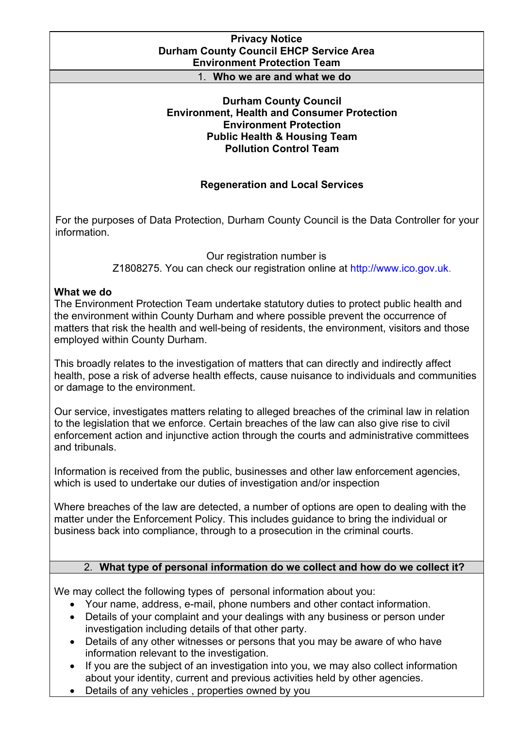# Privacy Notice
# Durham County Council EHCP Service Area
# Environment Protection Team

## 1. Who we are and what we do

**Durham County Council**
**Environment, Health and Consumer Protection**
**Environment Protection**
**Public Health & Housing Team**
**Pollution Control Team**

**Regeneration and Local Services**

For the purposes of Data Protection, Durham County Council is the Data Controller for your information.

Our registration number is Z1808275. You can check our registration online at http://www.ico.gov.uk.

**What we do**

The Environment Protection Team undertake statutory duties to protect public health and the environment within County Durham and where possible prevent the occurrence of matters that risk the health and well-being of residents, the environment, visitors and those employed within County Durham.

This broadly relates to the investigation of matters that can directly and indirectly affect health, pose a risk of adverse health effects, cause nuisance to individuals and communities or damage to the environment.

Our service, investigates matters relating to alleged breaches of the criminal law in relation to the legislation that we enforce. Certain breaches of the law can also give rise to civil enforcement action and injunctive action through the courts and administrative committees and tribunals.

Information is received from the public, businesses and other law enforcement agencies, which is used to undertake our duties of investigation and/or inspection

Where breaches of the law are detected, a number of options are open to dealing with the matter under the Enforcement Policy. This includes guidance to bring the individual or business back into compliance, through to a prosecution in the criminal courts.

## 2. What type of personal information do we collect and how do we collect it?

We may collect the following types of personal information about you:

- Your name, address, e-mail, phone numbers and other contact information.
- Details of your complaint and your dealings with any business or person under investigation including details of that other party.
- Details of any other witnesses or persons that you may be aware of who have information relevant to the investigation.
- If you are the subject of an investigation into you, we may also collect information about your identity, current and previous activities held by other agencies.
- Details of any vehicles , properties owned by you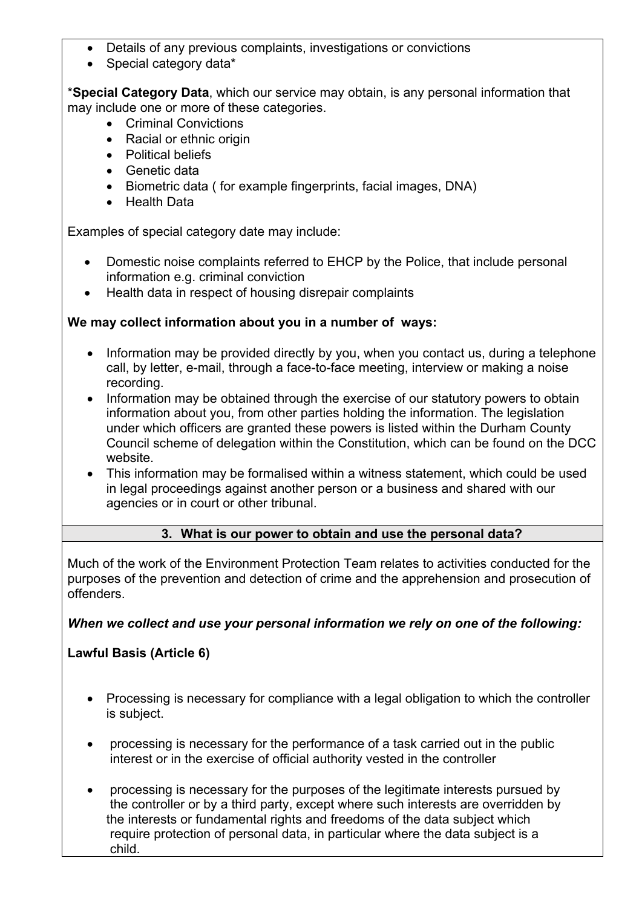- Details of any previous complaints, investigations or convictions
- Special category data*

***Special Category Data**, which our service may obtain, is any personal information that may include one or more of these categories.

- Criminal Convictions
- Racial or ethnic origin
- Political beliefs
- Genetic data
- Biometric data ( for example fingerprints, facial images, DNA)
- Health Data

Examples of special category date may include:

- Domestic noise complaints referred to EHCP by the Police, that include personal information e.g. criminal conviction
- Health data in respect of housing disrepair complaints

**We may collect information about you in a number of ways:**

- Information may be provided directly by you, when you contact us, during a telephone call, by letter, e-mail, through a face-to-face meeting, interview or making a noise recording.
- Information may be obtained through the exercise of our statutory powers to obtain information about you, from other parties holding the information. The legislation under which officers are granted these powers is listed within the Durham County Council scheme of delegation within the Constitution, which can be found on the DCC website.
- This information may be formalised within a witness statement, which could be used in legal proceedings against another person or a business and shared with our agencies or in court or other tribunal.

## 3. What is our power to obtain and use the personal data?

Much of the work of the Environment Protection Team relates to activities conducted for the purposes of the prevention and detection of crime and the apprehension and prosecution of offenders.

***When we collect and use your personal information we rely on one of the following:***

**Lawful Basis (Article 6)**

- Processing is necessary for compliance with a legal obligation to which the controller is subject.
- processing is necessary for the performance of a task carried out in the public interest or in the exercise of official authority vested in the controller
- processing is necessary for the purposes of the legitimate interests pursued by the controller or by a third party, except where such interests are overridden by the interests or fundamental rights and freedoms of the data subject which require protection of personal data, in particular where the data subject is a child.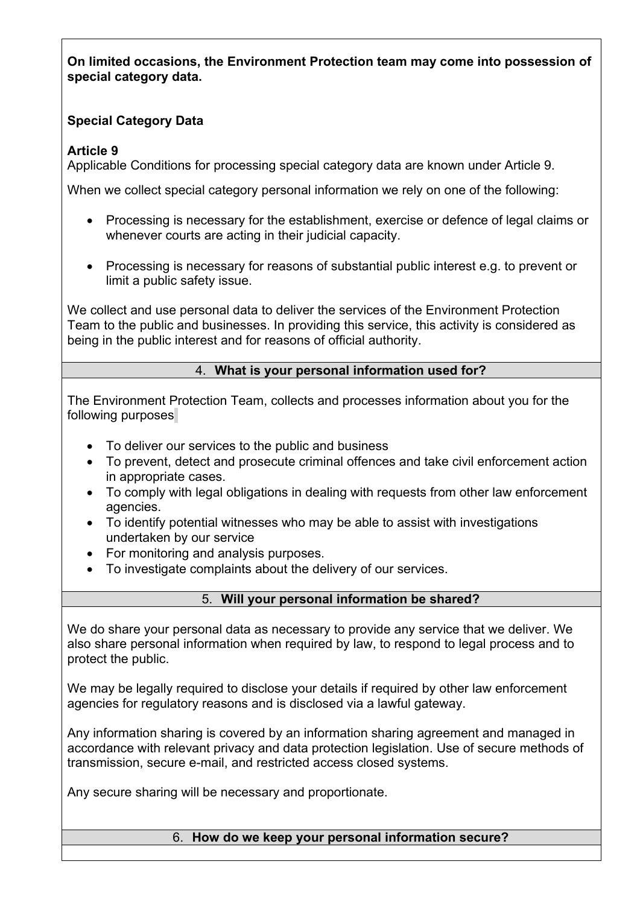**On limited occasions, the Environment Protection team may come into possession of special category data.**

**Special Category Data**

**Article 9**

Applicable Conditions for processing special category data are known under Article 9.

When we collect special category personal information we rely on one of the following:

- Processing is necessary for the establishment, exercise or defence of legal claims or whenever courts are acting in their judicial capacity.
- Processing is necessary for reasons of substantial public interest e.g. to prevent or limit a public safety issue.

We collect and use personal data to deliver the services of the Environment Protection Team to the public and businesses. In providing this service, this activity is considered as being in the public interest and for reasons of official authority.

## 4. **What is your personal information used for?**

The Environment Protection Team, collects and processes information about you for the following purposes

- To deliver our services to the public and business
- To prevent, detect and prosecute criminal offences and take civil enforcement action in appropriate cases.
- To comply with legal obligations in dealing with requests from other law enforcement agencies.
- To identify potential witnesses who may be able to assist with investigations undertaken by our service
- For monitoring and analysis purposes.
- To investigate complaints about the delivery of our services.

## 5. **Will your personal information be shared?**

We do share your personal data as necessary to provide any service that we deliver. We also share personal information when required by law, to respond to legal process and to protect the public.

We may be legally required to disclose your details if required by other law enforcement agencies for regulatory reasons and is disclosed via a lawful gateway.

Any information sharing is covered by an information sharing agreement and managed in accordance with relevant privacy and data protection legislation. Use of secure methods of transmission, secure e-mail, and restricted access closed systems.

Any secure sharing will be necessary and proportionate.

## 6. **How do we keep your personal information secure?**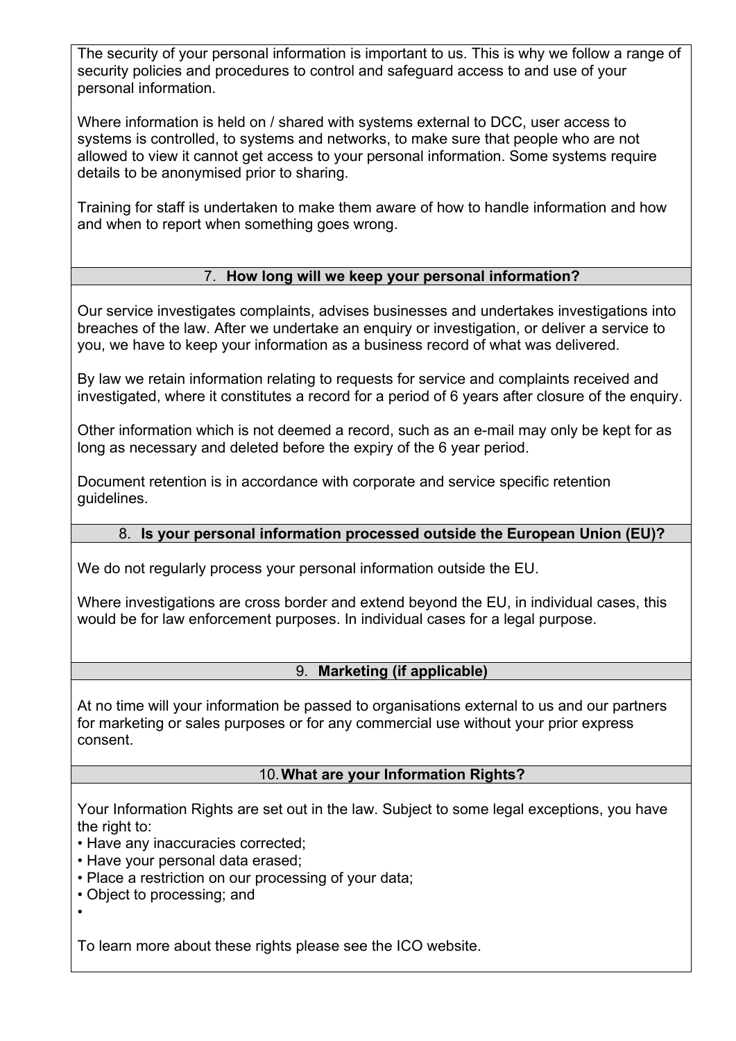The security of your personal information is important to us. This is why we follow a range of security policies and procedures to control and safeguard access to and use of your personal information.

Where information is held on / shared with systems external to DCC, user access to systems is controlled, to systems and networks, to make sure that people who are not allowed to view it cannot get access to your personal information. Some systems require details to be anonymised prior to sharing.

Training for staff is undertaken to make them aware of how to handle information and how and when to report when something goes wrong.

## 7. How long will we keep your personal information?

Our service investigates complaints, advises businesses and undertakes investigations into breaches of the law. After we undertake an enquiry or investigation, or deliver a service to you, we have to keep your information as a business record of what was delivered.

By law we retain information relating to requests for service and complaints received and investigated, where it constitutes a record for a period of 6 years after closure of the enquiry.

Other information which is not deemed a record, such as an e-mail may only be kept for as long as necessary and deleted before the expiry of the 6 year period.

Document retention is in accordance with corporate and service specific retention guidelines.

## 8. Is your personal information processed outside the European Union (EU)?

We do not regularly process your personal information outside the EU.

Where investigations are cross border and extend beyond the EU, in individual cases, this would be for law enforcement purposes. In individual cases for a legal purpose.

## 9. Marketing (if applicable)

At no time will your information be passed to organisations external to us and our partners for marketing or sales purposes or for any commercial use without your prior express consent.

## 10. What are your Information Rights?

Your Information Rights are set out in the law. Subject to some legal exceptions, you have the right to:

- Have any inaccuracies corrected;
- Have your personal data erased;
- Place a restriction on our processing of your data;
- Object to processing; and
- 

To learn more about these rights please see the ICO website.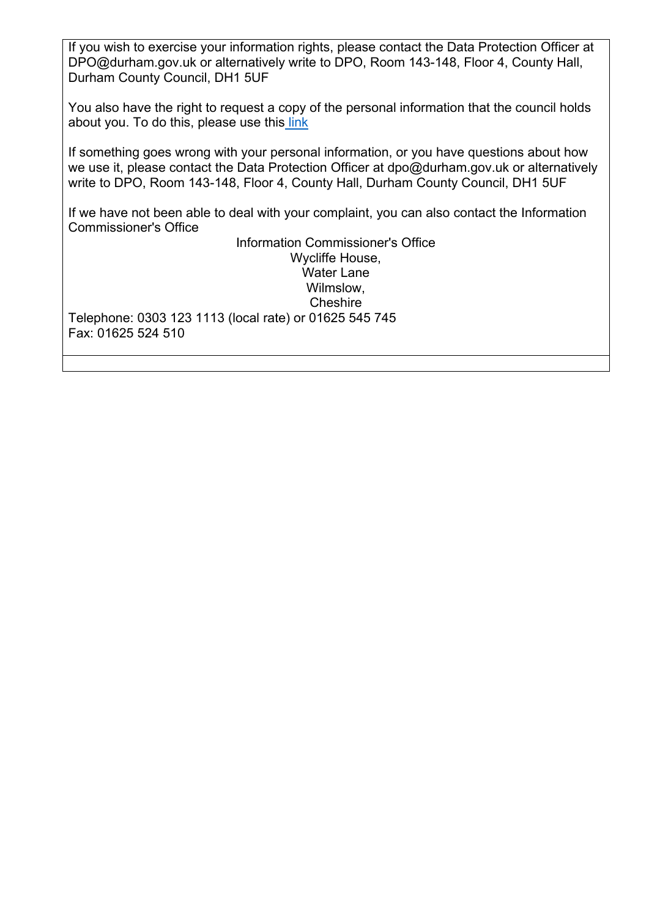If you wish to exercise your information rights, please contact the Data Protection Officer at DPO@durham.gov.uk or alternatively write to DPO, Room 143-148, Floor 4, County Hall, Durham County Council, DH1 5UF

You also have the right to request a copy of the personal information that the council holds about you. To do this, please use this link

If something goes wrong with your personal information, or you have questions about how we use it, please contact the Data Protection Officer at dpo@durham.gov.uk or alternatively write to DPO, Room 143-148, Floor 4, County Hall, Durham County Council, DH1 5UF

If we have not been able to deal with your complaint, you can also contact the Information Commissioner's Office

Information Commissioner's Office
Wycliffe House,
Water Lane
Wilmslow,
Cheshire

Telephone: 0303 123 1113 (local rate) or 01625 545 745
Fax: 01625 524 510